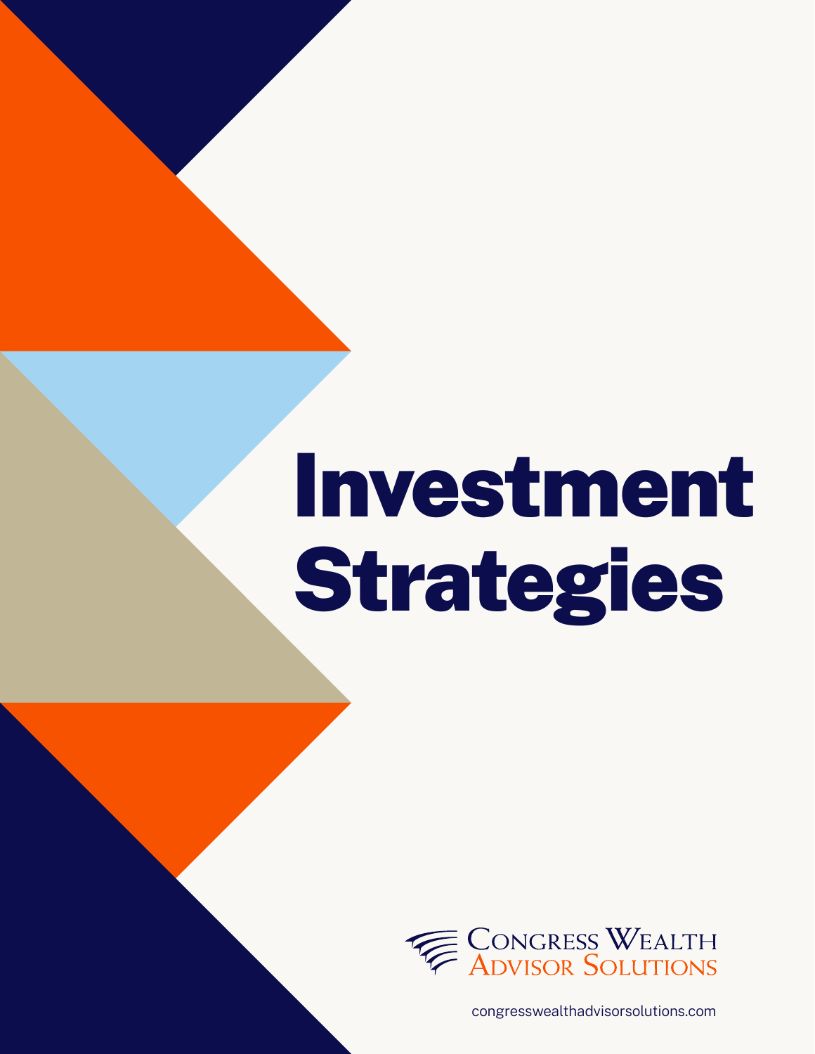# Investment Strategies

Congress Wealth Advisor Solutions

congresswealthadvisorsolutions.com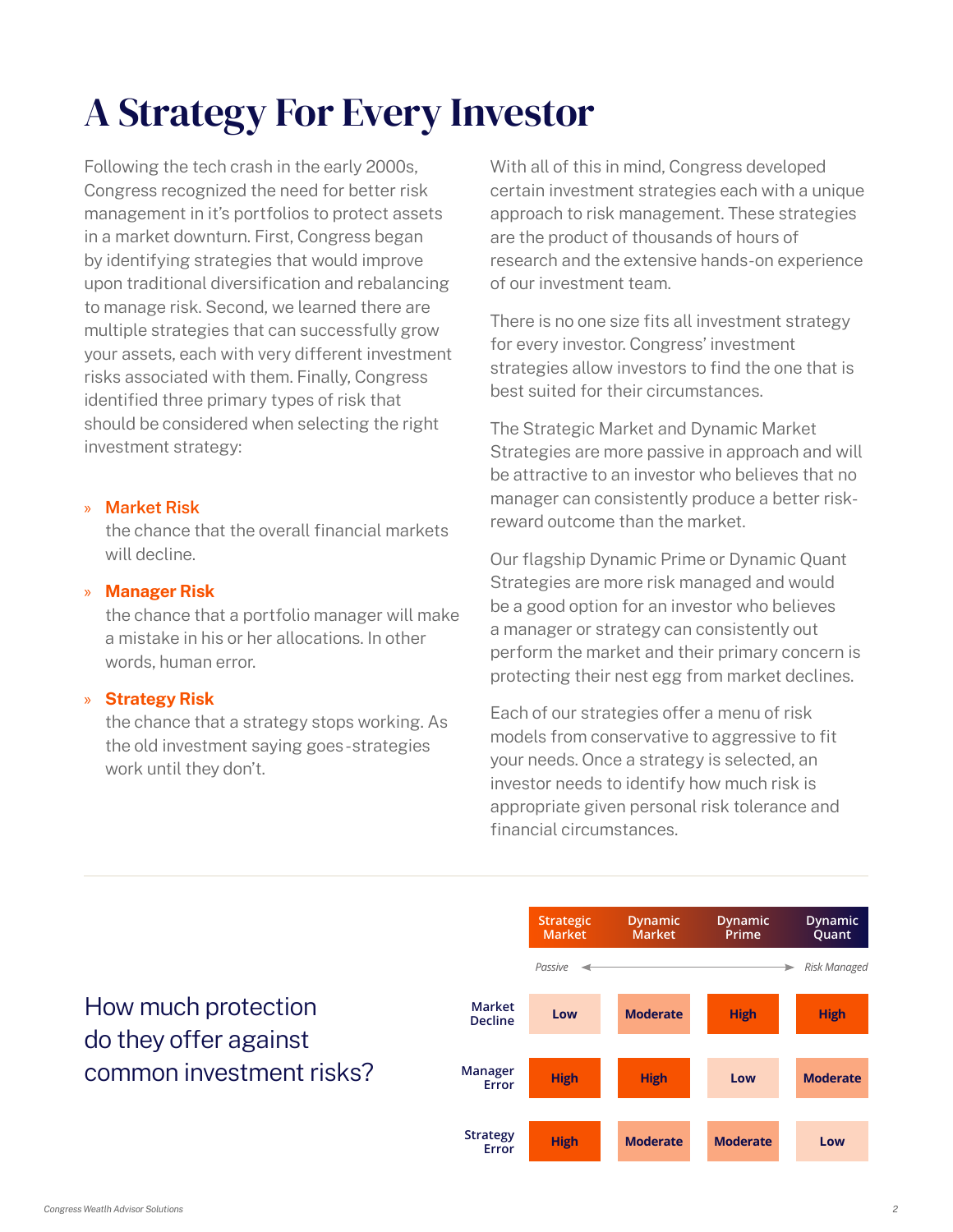# A Strategy For Every Investor

Following the tech crash in the early 2000s, Congress recognized the need for better risk management in it's portfolios to protect assets in a market downturn. First, Congress began by identifying strategies that would improve upon traditional diversification and rebalancing to manage risk. Second, we learned there are multiple strategies that can successfully grow your assets, each with very different investment risks associated with them. Finally, Congress identified three primary types of risk that should be considered when selecting the right investment strategy:

- **Market Risk**
  the chance that the overall financial markets will decline.
- **Manager Risk**
  the chance that a portfolio manager will make a mistake in his or her allocations. In other words, human error.
- **Strategy Risk**
  the chance that a strategy stops working. As the old investment saying goes-strategies work until they don't.

With all of this in mind, Congress developed certain investment strategies each with a unique approach to risk management. These strategies are the product of thousands of hours of research and the extensive hands-on experience of our investment team.

There is no one size fits all investment strategy for every investor. Congress' investment strategies allow investors to find the one that is best suited for their circumstances.

The Strategic Market and Dynamic Market Strategies are more passive in approach and will be attractive to an investor who believes that no manager can consistently produce a better risk-reward outcome than the market.

Our flagship Dynamic Prime or Dynamic Quant Strategies are more risk managed and would be a good option for an investor who believes a manager or strategy can consistently out perform the market and their primary concern is protecting their nest egg from market declines.

Each of our strategies offer a menu of risk models from conservative to aggressive to fit your needs. Once a strategy is selected, an investor needs to identify how much risk is appropriate given personal risk tolerance and financial circumstances.

## How much protection do they offer against common investment risks?

*Passive* ← → *Risk Managed*

| | Strategic Market | Dynamic Market | Dynamic Prime | Dynamic Quant |
|---|---|---|---|---|
| Market Decline | Low | Moderate | High | High |
| Manager Error | High | High | Low | Moderate |
| Strategy Error | High | Moderate | Moderate | Low |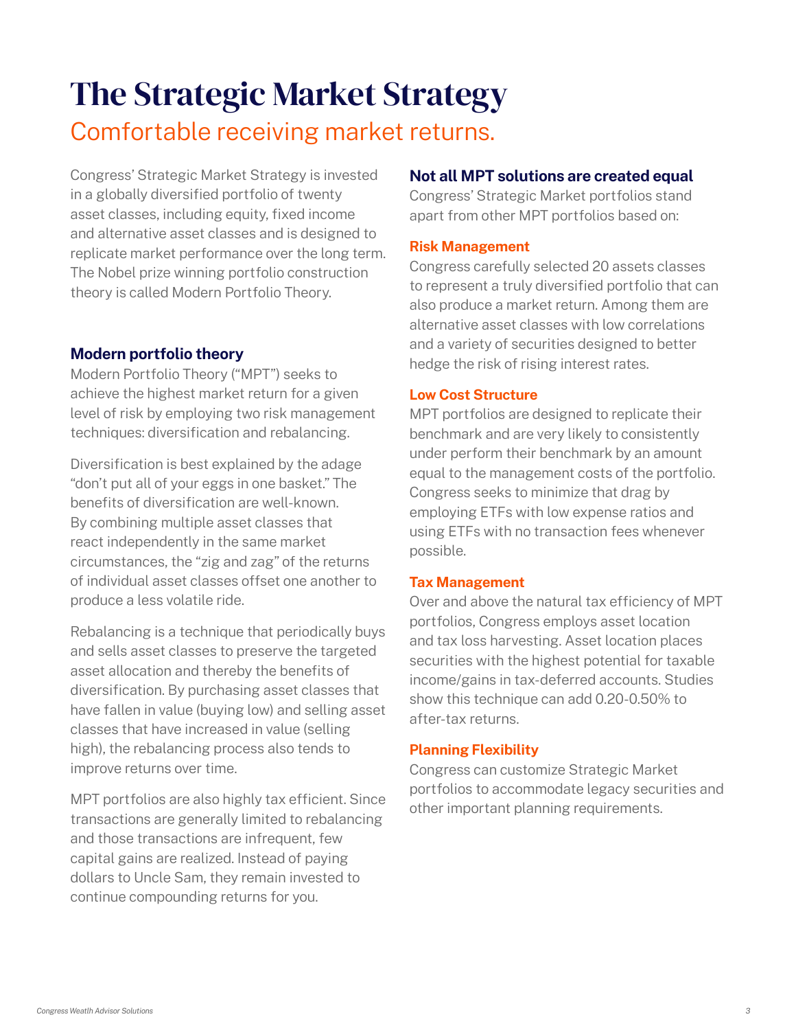# The Strategic Market Strategy

## Comfortable receiving market returns.

Congress' Strategic Market Strategy is invested in a globally diversified portfolio of twenty asset classes, including equity, fixed income and alternative asset classes and is designed to replicate market performance over the long term. The Nobel prize winning portfolio construction theory is called Modern Portfolio Theory.

### Modern portfolio theory

Modern Portfolio Theory ("MPT") seeks to achieve the highest market return for a given level of risk by employing two risk management techniques: diversification and rebalancing.

Diversification is best explained by the adage "don't put all of your eggs in one basket." The benefits of diversification are well-known. By combining multiple asset classes that react independently in the same market circumstances, the "zig and zag" of the returns of individual asset classes offset one another to produce a less volatile ride.

Rebalancing is a technique that periodically buys and sells asset classes to preserve the targeted asset allocation and thereby the benefits of diversification. By purchasing asset classes that have fallen in value (buying low) and selling asset classes that have increased in value (selling high), the rebalancing process also tends to improve returns over time.

MPT portfolios are also highly tax efficient. Since transactions are generally limited to rebalancing and those transactions are infrequent, few capital gains are realized. Instead of paying dollars to Uncle Sam, they remain invested to continue compounding returns for you.

### Not all MPT solutions are created equal

Congress' Strategic Market portfolios stand apart from other MPT portfolios based on:

#### Risk Management

Congress carefully selected 20 assets classes to represent a truly diversified portfolio that can also produce a market return. Among them are alternative asset classes with low correlations and a variety of securities designed to better hedge the risk of rising interest rates.

#### Low Cost Structure

MPT portfolios are designed to replicate their benchmark and are very likely to consistently under perform their benchmark by an amount equal to the management costs of the portfolio. Congress seeks to minimize that drag by employing ETFs with low expense ratios and using ETFs with no transaction fees whenever possible.

#### Tax Management

Over and above the natural tax efficiency of MPT portfolios, Congress employs asset location and tax loss harvesting. Asset location places securities with the highest potential for taxable income/gains in tax-deferred accounts. Studies show this technique can add 0.20-0.50% to after-tax returns.

#### Planning Flexibility

Congress can customize Strategic Market portfolios to accommodate legacy securities and other important planning requirements.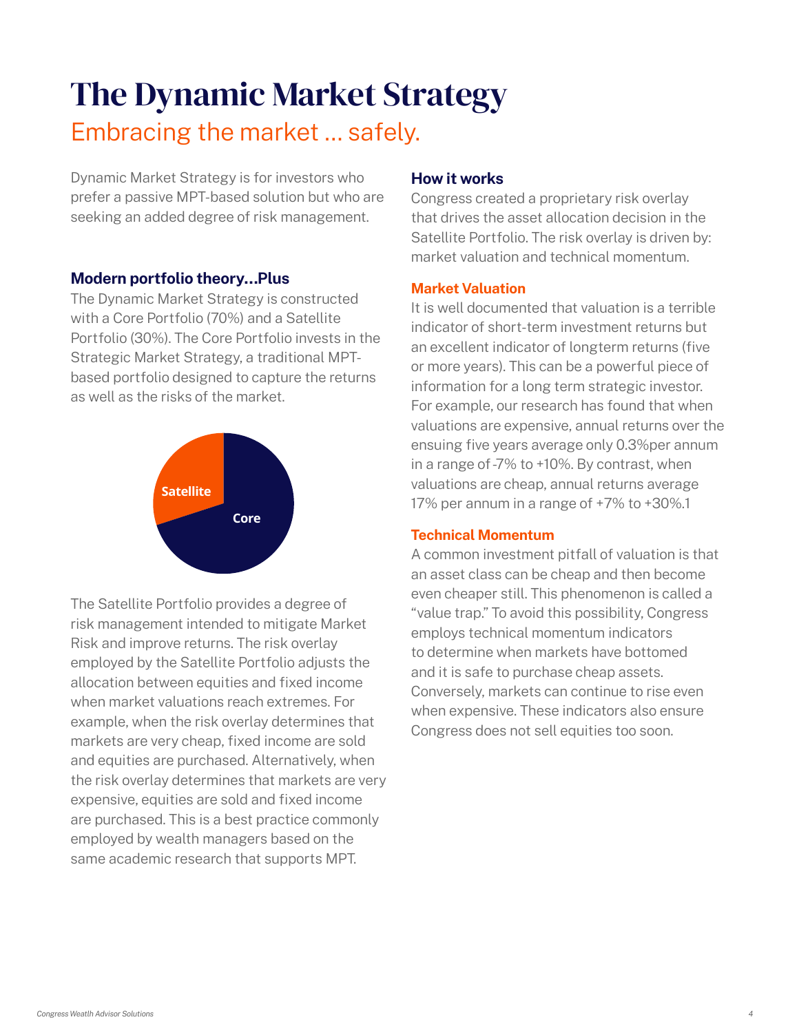# The Dynamic Market Strategy

## Embracing the market ... safely.

Dynamic Market Strategy is for investors who prefer a passive MPT-based solution but who are seeking an added degree of risk management.

### Modern portfolio theory...Plus

The Dynamic Market Strategy is constructed with a Core Portfolio (70%) and a Satellite Portfolio (30%). The Core Portfolio invests in the Strategic Market Strategy, a traditional MPT-based portfolio designed to capture the returns as well as the risks of the market.

Satellite

Core

The Satellite Portfolio provides a degree of risk management intended to mitigate Market Risk and improve returns. The risk overlay employed by the Satellite Portfolio adjusts the allocation between equities and fixed income when market valuations reach extremes. For example, when the risk overlay determines that markets are very cheap, fixed income are sold and equities are purchased. Alternatively, when the risk overlay determines that markets are very expensive, equities are sold and fixed income are purchased. This is a best practice commonly employed by wealth managers based on the same academic research that supports MPT.

### How it works

Congress created a proprietary risk overlay that drives the asset allocation decision in the Satellite Portfolio. The risk overlay is driven by: market valuation and technical momentum.

#### Market Valuation

It is well documented that valuation is a terrible indicator of short-term investment returns but an excellent indicator of longterm returns (five or more years). This can be a powerful piece of information for a long term strategic investor. For example, our research has found that when valuations are expensive, annual returns over the ensuing five years average only 0.3%per annum in a range of -7% to +10%. By contrast, when valuations are cheap, annual returns average 17% per annum in a range of +7% to +30%.[1]

#### Technical Momentum

A common investment pitfall of valuation is that an asset class can be cheap and then become even cheaper still. This phenomenon is called a "value trap." To avoid this possibility, Congress employs technical momentum indicators to determine when markets have bottomed and it is safe to purchase cheap assets. Conversely, markets can continue to rise even when expensive. These indicators also ensure Congress does not sell equities too soon.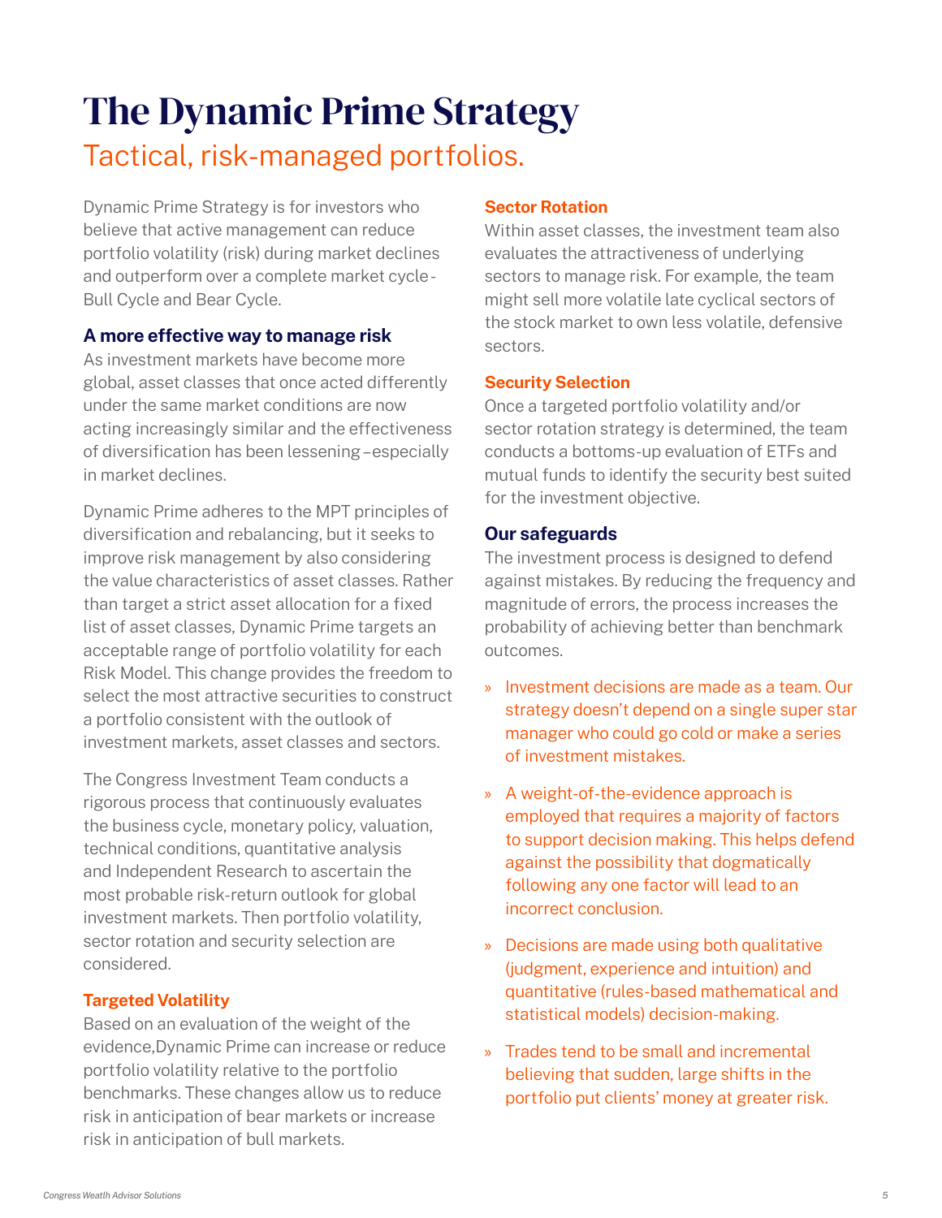# The Dynamic Prime Strategy

## Tactical, risk-managed portfolios.

Dynamic Prime Strategy is for investors who believe that active management can reduce portfolio volatility (risk) during market declines and outperform over a complete market cycle - Bull Cycle and Bear Cycle.

### A more effective way to manage risk

As investment markets have become more global, asset classes that once acted differently under the same market conditions are now acting increasingly similar and the effectiveness of diversification has been lessening – especially in market declines.

Dynamic Prime adheres to the MPT principles of diversification and rebalancing, but it seeks to improve risk management by also considering the value characteristics of asset classes. Rather than target a strict asset allocation for a fixed list of asset classes, Dynamic Prime targets an acceptable range of portfolio volatility for each Risk Model. This change provides the freedom to select the most attractive securities to construct a portfolio consistent with the outlook of investment markets, asset classes and sectors.

The Congress Investment Team conducts a rigorous process that continuously evaluates the business cycle, monetary policy, valuation, technical conditions, quantitative analysis and Independent Research to ascertain the most probable risk-return outlook for global investment markets. Then portfolio volatility, sector rotation and security selection are considered.

#### Targeted Volatility

Based on an evaluation of the weight of the evidence,Dynamic Prime can increase or reduce portfolio volatility relative to the portfolio benchmarks. These changes allow us to reduce risk in anticipation of bear markets or increase risk in anticipation of bull markets.

#### Sector Rotation

Within asset classes, the investment team also evaluates the attractiveness of underlying sectors to manage risk. For example, the team might sell more volatile late cyclical sectors of the stock market to own less volatile, defensive sectors.

#### Security Selection

Once a targeted portfolio volatility and/or sector rotation strategy is determined, the team conducts a bottoms-up evaluation of ETFs and mutual funds to identify the security best suited for the investment objective.

### Our safeguards

The investment process is designed to defend against mistakes. By reducing the frequency and magnitude of errors, the process increases the probability of achieving better than benchmark outcomes.

- Investment decisions are made as a team. Our strategy doesn't depend on a single super star manager who could go cold or make a series of investment mistakes.
- A weight-of-the-evidence approach is employed that requires a majority of factors to support decision making. This helps defend against the possibility that dogmatically following any one factor will lead to an incorrect conclusion.
- Decisions are made using both qualitative (judgment, experience and intuition) and quantitative (rules-based mathematical and statistical models) decision-making.
- Trades tend to be small and incremental believing that sudden, large shifts in the portfolio put clients' money at greater risk.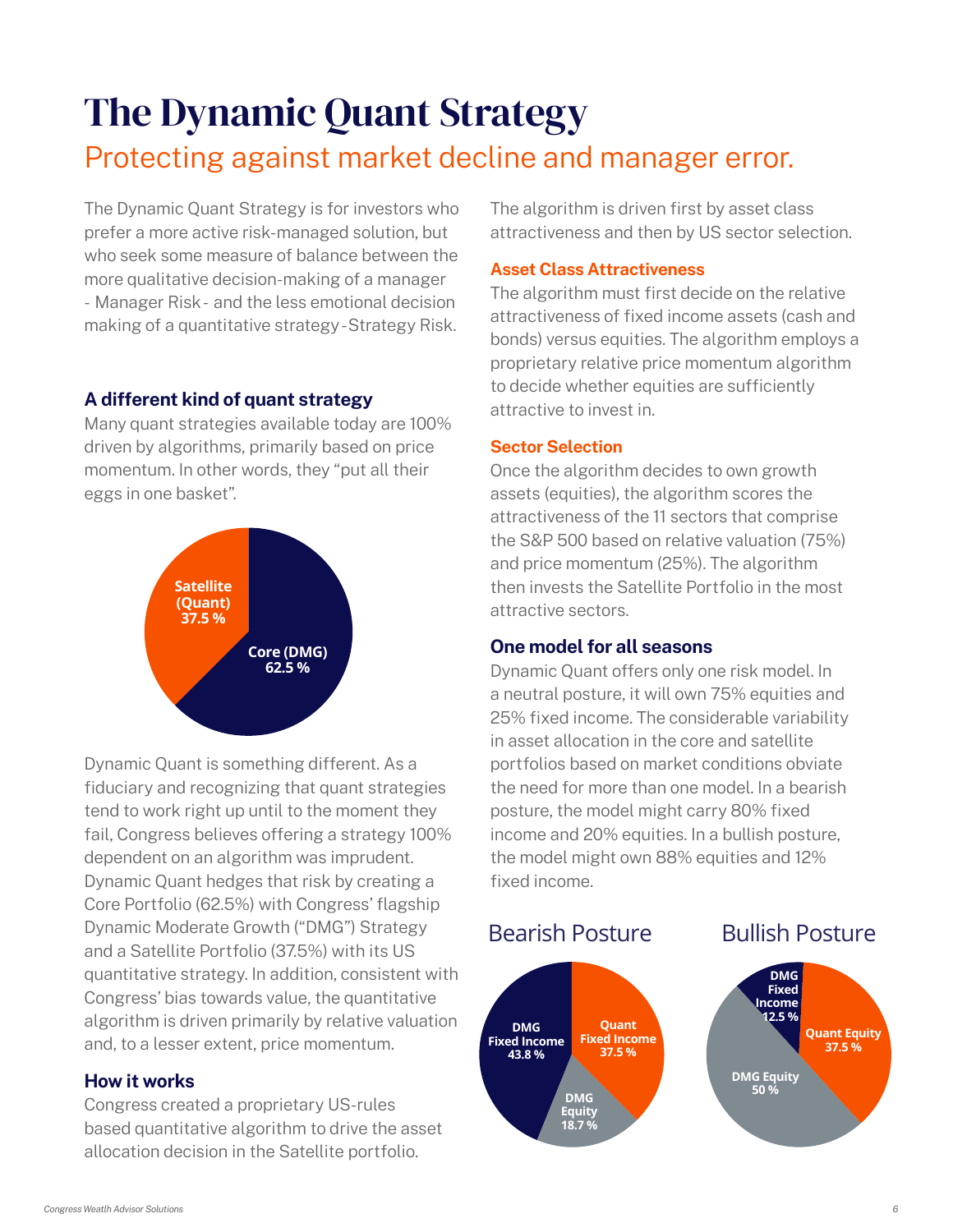# The Dynamic Quant Strategy

## Protecting against market decline and manager error.

The Dynamic Quant Strategy is for investors who prefer a more active risk-managed solution, but who seek some measure of balance between the more qualitative decision-making of a manager - Manager Risk - and the less emotional decision making of a quantitative strategy - Strategy Risk.

### A different kind of quant strategy

Many quant strategies available today are 100% driven by algorithms, primarily based on price momentum. In other words, they "put all their eggs in one basket".

Satellite (Quant) 37.5 %

Core (DMG) 62.5 %

Dynamic Quant is something different. As a fiduciary and recognizing that quant strategies tend to work right up until to the moment they fail, Congress believes offering a strategy 100% dependent on an algorithm was imprudent. Dynamic Quant hedges that risk by creating a Core Portfolio (62.5%) with Congress' flagship Dynamic Moderate Growth ("DMG") Strategy and a Satellite Portfolio (37.5%) with its US quantitative strategy. In addition, consistent with Congress' bias towards value, the quantitative algorithm is driven primarily by relative valuation and, to a lesser extent, price momentum.

### How it works

Congress created a proprietary US-rules based quantitative algorithm to drive the asset allocation decision in the Satellite portfolio.

The algorithm is driven first by asset class attractiveness and then by US sector selection.

#### Asset Class Attractiveness

The algorithm must first decide on the relative attractiveness of fixed income assets (cash and bonds) versus equities. The algorithm employs a proprietary relative price momentum algorithm to decide whether equities are sufficiently attractive to invest in.

#### Sector Selection

Once the algorithm decides to own growth assets (equities), the algorithm scores the attractiveness of the 11 sectors that comprise the S&P 500 based on relative valuation (75%) and price momentum (25%). The algorithm then invests the Satellite Portfolio in the most attractive sectors.

### One model for all seasons

Dynamic Quant offers only one risk model. In a neutral posture, it will own 75% equities and 25% fixed income. The considerable variability in asset allocation in the core and satellite portfolios based on market conditions obviate the need for more than one model. In a bearish posture, the model might carry 80% fixed income and 20% equities. In a bullish posture, the model might own 88% equities and 12% fixed income.

**Bearish Posture**

- DMG Fixed Income 43.8 %
- Quant Fixed Income 37.5 %
- DMG Equity 18.7 %

**Bullish Posture**

- DMG Fixed Income 12.5 %
- Quant Equity 37.5 %
- DMG Equity 50 %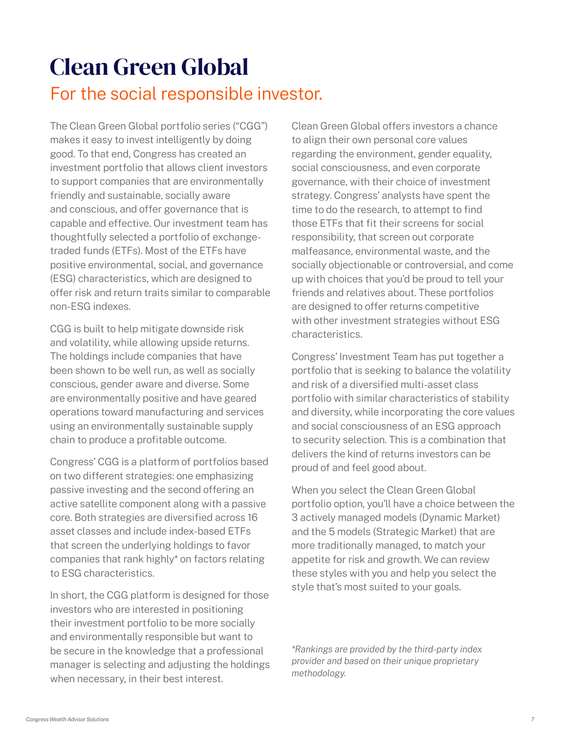# Clean Green Global

## For the social responsible investor.

The Clean Green Global portfolio series ("CGG") makes it easy to invest intelligently by doing good. To that end, Congress has created an investment portfolio that allows client investors to support companies that are environmentally friendly and sustainable, socially aware and conscious, and offer governance that is capable and effective. Our investment team has thoughtfully selected a portfolio of exchange-traded funds (ETFs). Most of the ETFs have positive environmental, social, and governance (ESG) characteristics, which are designed to offer risk and return traits similar to comparable non-ESG indexes.

CGG is built to help mitigate downside risk and volatility, while allowing upside returns. The holdings include companies that have been shown to be well run, as well as socially conscious, gender aware and diverse. Some are environmentally positive and have geared operations toward manufacturing and services using an environmentally sustainable supply chain to produce a profitable outcome.

Congress' CGG is a platform of portfolios based on two different strategies: one emphasizing passive investing and the second offering an active satellite component along with a passive core. Both strategies are diversified across 16 asset classes and include index-based ETFs that screen the underlying holdings to favor companies that rank highly* on factors relating to ESG characteristics.

In short, the CGG platform is designed for those investors who are interested in positioning their investment portfolio to be more socially and environmentally responsible but want to be secure in the knowledge that a professional manager is selecting and adjusting the holdings when necessary, in their best interest.

Clean Green Global offers investors a chance to align their own personal core values regarding the environment, gender equality, social consciousness, and even corporate governance, with their choice of investment strategy. Congress' analysts have spent the time to do the research, to attempt to find those ETFs that fit their screens for social responsibility, that screen out corporate malfeasance, environmental waste, and the socially objectionable or controversial, and come up with choices that you'd be proud to tell your friends and relatives about. These portfolios are designed to offer returns competitive with other investment strategies without ESG characteristics.

Congress' Investment Team has put together a portfolio that is seeking to balance the volatility and risk of a diversified multi-asset class portfolio with similar characteristics of stability and diversity, while incorporating the core values and social consciousness of an ESG approach to security selection. This is a combination that delivers the kind of returns investors can be proud of and feel good about.

When you select the Clean Green Global portfolio option, you'll have a choice between the 3 actively managed models (Dynamic Market) and the 5 models (Strategic Market) that are more traditionally managed, to match your appetite for risk and growth. We can review these styles with you and help you select the style that's most suited to your goals.

*\*Rankings are provided by the third-party index provider and based on their unique proprietary methodology.*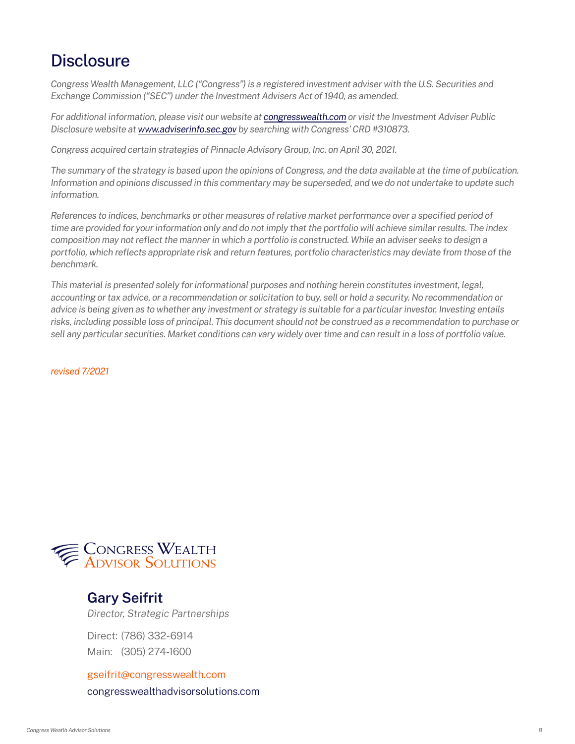# Disclosure

*Congress Wealth Management, LLC ("Congress") is a registered investment adviser with the U.S. Securities and Exchange Commission ("SEC") under the Investment Advisers Act of 1940, as amended.*

*For additional information, please visit our website at congresswealth.com or visit the Investment Adviser Public Disclosure website at www.adviserinfo.sec.gov by searching with Congress' CRD #310873.*

*Congress acquired certain strategies of Pinnacle Advisory Group, Inc. on April 30, 2021.*

*The summary of the strategy is based upon the opinions of Congress, and the data available at the time of publication. Information and opinions discussed in this commentary may be superseded, and we do not undertake to update such information.*

*References to indices, benchmarks or other measures of relative market performance over a specified period of time are provided for your information only and do not imply that the portfolio will achieve similar results. The index composition may not reflect the manner in which a portfolio is constructed. While an adviser seeks to design a portfolio, which reflects appropriate risk and return features, portfolio characteristics may deviate from those of the benchmark.*

*This material is presented solely for informational purposes and nothing herein constitutes investment, legal, accounting or tax advice, or a recommendation or solicitation to buy, sell or hold a security. No recommendation or advice is being given as to whether any investment or strategy is suitable for a particular investor. Investing entails risks, including possible loss of principal. This document should not be construed as a recommendation to purchase or sell any particular securities. Market conditions can vary widely over time and can result in a loss of portfolio value.*

*revised 7/2021*

Congress Wealth Advisor Solutions

## Gary Seifrit

*Director, Strategic Partnerships*

Direct: (786) 332-6914
Main: (305) 274-1600

gseifrit@congresswealth.com
congresswealthadvisorsolutions.com